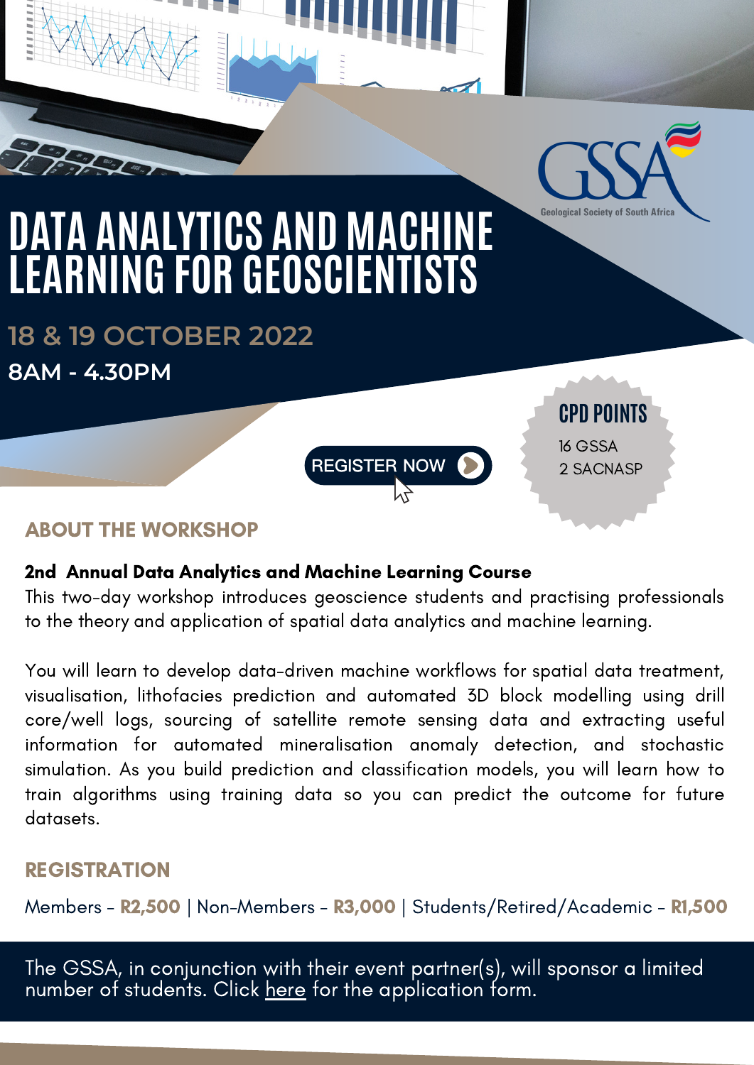GSSA
Geological Society of South Africa

# DATA ANALYTICS AND MACHINE LEARNING FOR GEOSCIENTISTS

## 18 & 19 OCTOBER 2022

**8AM - 4.30PM**

REGISTER NOW

**CPD POINTS**

16 GSSA
2 SACNASP

## ABOUT THE WORKSHOP

**2nd Annual Data Analytics and Machine Learning Course**

This two-day workshop introduces geoscience students and practising professionals to the theory and application of spatial data analytics and machine learning.

You will learn to develop data-driven machine workflows for spatial data treatment, visualisation, lithofacies prediction and automated 3D block modelling using drill core/well logs, sourcing of satellite remote sensing data and extracting useful information for automated mineralisation anomaly detection, and stochastic simulation. As you build prediction and classification models, you will learn how to train algorithms using training data so you can predict the outcome for future datasets.

## REGISTRATION

Members - **R2,500** | Non-Members - **R3,000** | Students/Retired/Academic - **R1,500**

The GSSA, in conjunction with their event partner(s), will sponsor a limited number of students. Click here for the application form.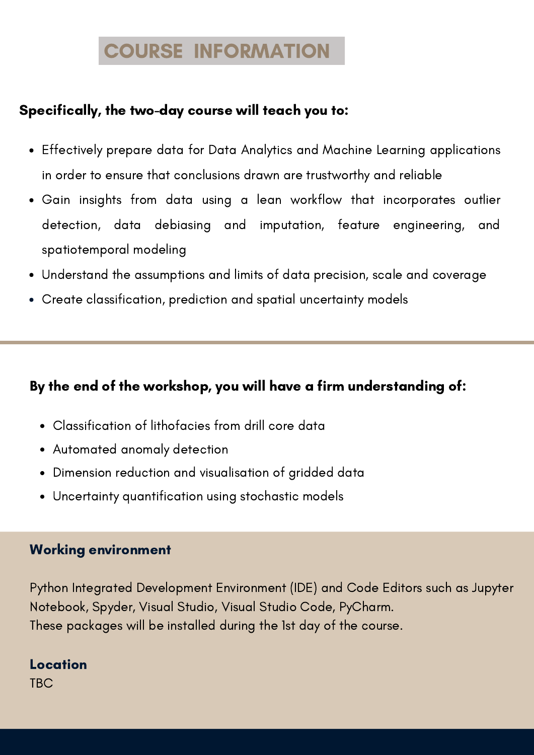# COURSE INFORMATION

**Specifically, the two-day course will teach you to:**

- Effectively prepare data for Data Analytics and Machine Learning applications in order to ensure that conclusions drawn are trustworthy and reliable
- Gain insights from data using a lean workflow that incorporates outlier detection, data debiasing and imputation, feature engineering, and spatiotemporal modeling
- Understand the assumptions and limits of data precision, scale and coverage
- Create classification, prediction and spatial uncertainty models

**By the end of the workshop, you will have a firm understanding of:**

- Classification of lithofacies from drill core data
- Automated anomaly detection
- Dimension reduction and visualisation of gridded data
- Uncertainty quantification using stochastic models

**Working environment**

Python Integrated Development Environment (IDE) and Code Editors such as Jupyter Notebook, Spyder, Visual Studio, Visual Studio Code, PyCharm.
These packages will be installed during the 1st day of the course.

**Location**
TBC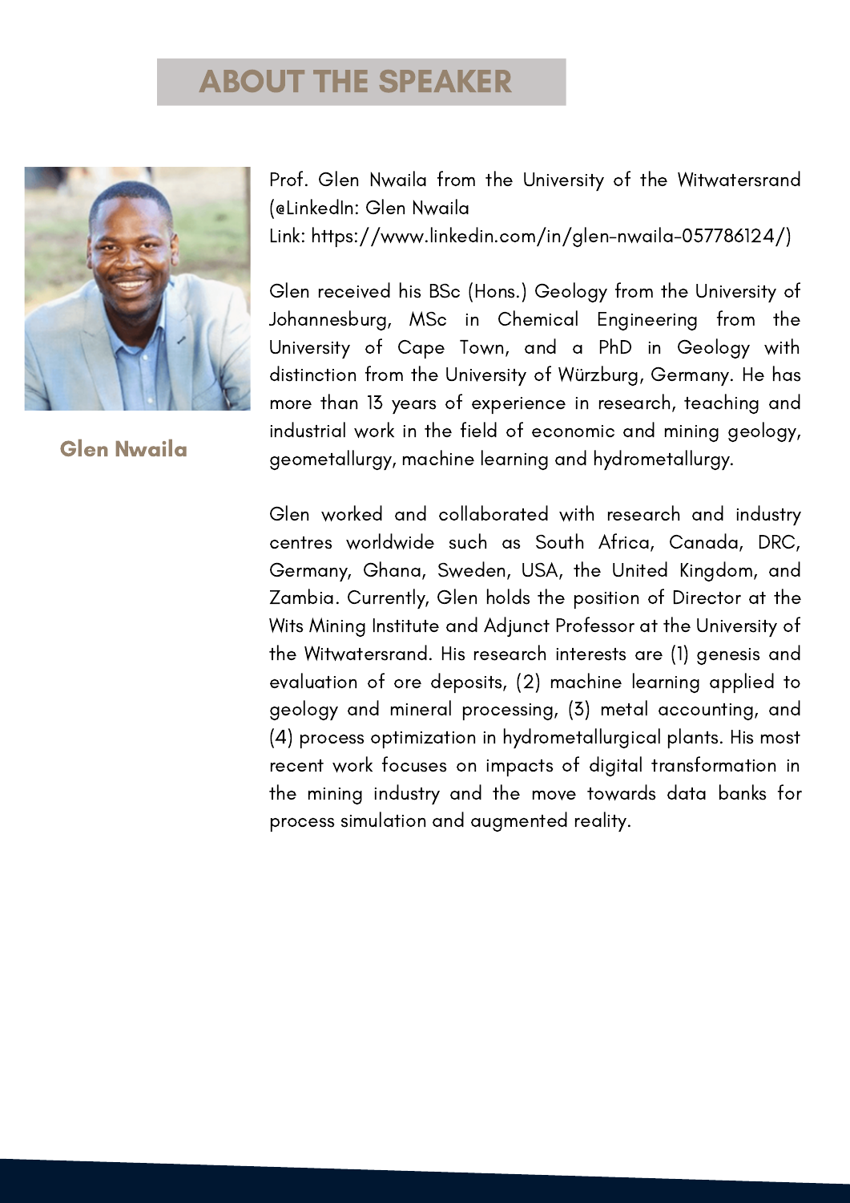# ABOUT THE SPEAKER

**Glen Nwaila**

Prof. Glen Nwaila from the University of the Witwatersrand (@LinkedIn: Glen Nwaila
Link: https://www.linkedin.com/in/glen-nwaila-057786124/)

Glen received his BSc (Hons.) Geology from the University of Johannesburg, MSc in Chemical Engineering from the University of Cape Town, and a PhD in Geology with distinction from the University of Würzburg, Germany. He has more than 13 years of experience in research, teaching and industrial work in the field of economic and mining geology, geometallurgy, machine learning and hydrometallurgy.

Glen worked and collaborated with research and industry centres worldwide such as South Africa, Canada, DRC, Germany, Ghana, Sweden, USA, the United Kingdom, and Zambia. Currently, Glen holds the position of Director at the Wits Mining Institute and Adjunct Professor at the University of the Witwatersrand. His research interests are (1) genesis and evaluation of ore deposits, (2) machine learning applied to geology and mineral processing, (3) metal accounting, and (4) process optimization in hydrometallurgical plants. His most recent work focuses on impacts of digital transformation in the mining industry and the move towards data banks for process simulation and augmented reality.